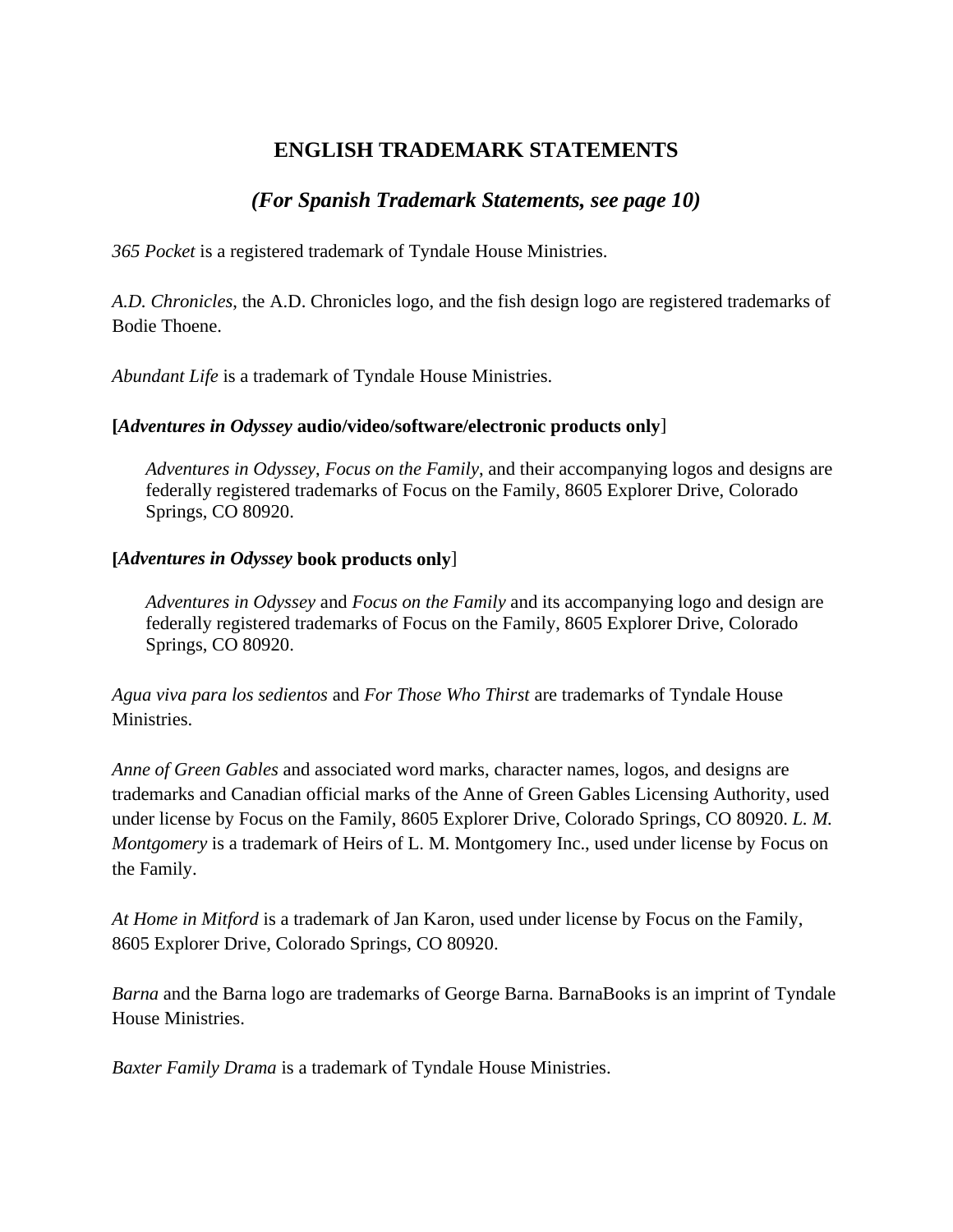# ENGLISH TRADEMARK STATEMENTS

## *(For Spanish Trademark Statements, see page 10)*

*365 Pocket* is a registered trademark of Tyndale House Ministries.

*A.D. Chronicles*, the A.D. Chronicles logo, and the fish design logo are registered trademarks of Bodie Thoene.

*Abundant Life* is a trademark of Tyndale House Ministries.

**[*Adventures in Odyssey* audio/video/software/electronic products only**]

> *Adventures in Odyssey*, *Focus on the Family*, and their accompanying logos and designs are federally registered trademarks of Focus on the Family, 8605 Explorer Drive, Colorado Springs, CO 80920.

**[*Adventures in Odyssey* book products only**]

> *Adventures in Odyssey* and *Focus on the Family* and its accompanying logo and design are federally registered trademarks of Focus on the Family, 8605 Explorer Drive, Colorado Springs, CO 80920.

*Agua viva para los sedientos* and *For Those Who Thirst* are trademarks of Tyndale House Ministries.

*Anne of Green Gables* and associated word marks, character names, logos, and designs are trademarks and Canadian official marks of the Anne of Green Gables Licensing Authority, used under license by Focus on the Family, 8605 Explorer Drive, Colorado Springs, CO 80920. *L. M. Montgomery* is a trademark of Heirs of L. M. Montgomery Inc., used under license by Focus on the Family.

*At Home in Mitford* is a trademark of Jan Karon, used under license by Focus on the Family, 8605 Explorer Drive, Colorado Springs, CO 80920.

*Barna* and the Barna logo are trademarks of George Barna. BarnaBooks is an imprint of Tyndale House Ministries.

*Baxter Family Drama* is a trademark of Tyndale House Ministries.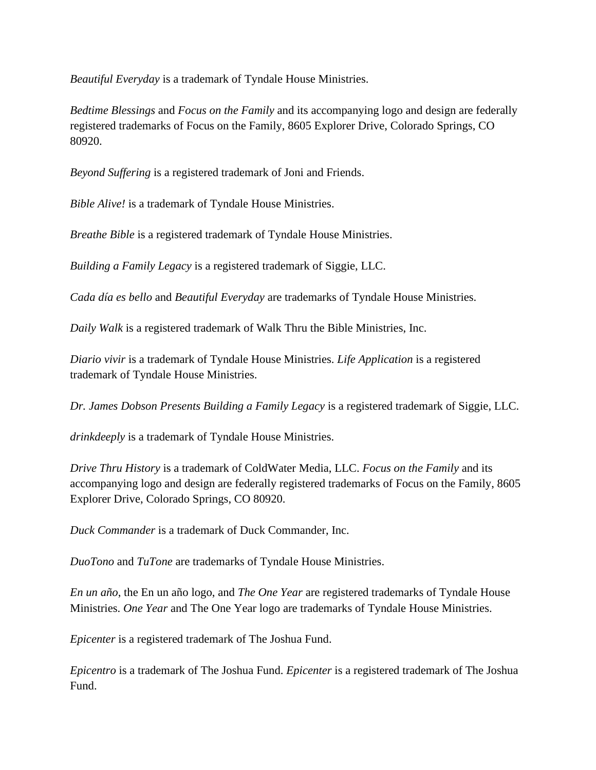*Beautiful Everyday* is a trademark of Tyndale House Ministries.

*Bedtime Blessings* and *Focus on the Family* and its accompanying logo and design are federally registered trademarks of Focus on the Family, 8605 Explorer Drive, Colorado Springs, CO 80920.

*Beyond Suffering* is a registered trademark of Joni and Friends.

*Bible Alive!* is a trademark of Tyndale House Ministries.

*Breathe Bible* is a registered trademark of Tyndale House Ministries.

*Building a Family Legacy* is a registered trademark of Siggie, LLC.

*Cada día es bello* and *Beautiful Everyday* are trademarks of Tyndale House Ministries.

*Daily Walk* is a registered trademark of Walk Thru the Bible Ministries, Inc.

*Diario vivir* is a trademark of Tyndale House Ministries. *Life Application* is a registered trademark of Tyndale House Ministries.

*Dr. James Dobson Presents Building a Family Legacy* is a registered trademark of Siggie, LLC.

*drinkdeeply* is a trademark of Tyndale House Ministries.

*Drive Thru History* is a trademark of ColdWater Media, LLC. *Focus on the Family* and its accompanying logo and design are federally registered trademarks of Focus on the Family, 8605 Explorer Drive, Colorado Springs, CO 80920.

*Duck Commander* is a trademark of Duck Commander, Inc.

*DuoTono* and *TuTone* are trademarks of Tyndale House Ministries.

*En un año*, the En un año logo, and *The One Year* are registered trademarks of Tyndale House Ministries. *One Year* and The One Year logo are trademarks of Tyndale House Ministries.

*Epicenter* is a registered trademark of The Joshua Fund.

*Epicentro* is a trademark of The Joshua Fund. *Epicenter* is a registered trademark of The Joshua Fund.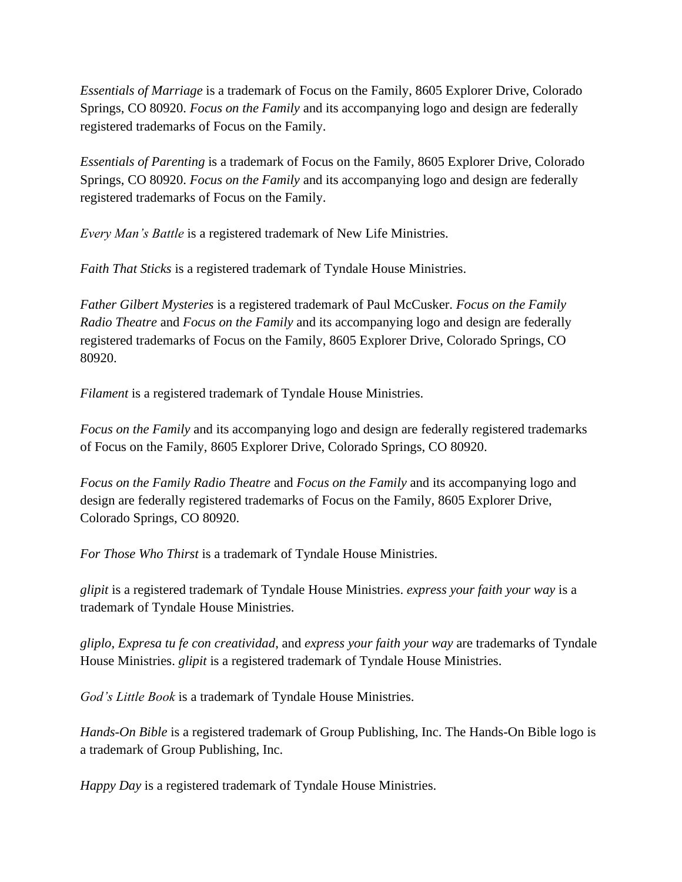*Essentials of Marriage* is a trademark of Focus on the Family, 8605 Explorer Drive, Colorado Springs, CO 80920. *Focus on the Family* and its accompanying logo and design are federally registered trademarks of Focus on the Family.

*Essentials of Parenting* is a trademark of Focus on the Family, 8605 Explorer Drive, Colorado Springs, CO 80920. *Focus on the Family* and its accompanying logo and design are federally registered trademarks of Focus on the Family.

*Every Man's Battle* is a registered trademark of New Life Ministries.

*Faith That Sticks* is a registered trademark of Tyndale House Ministries.

*Father Gilbert Mysteries* is a registered trademark of Paul McCusker. *Focus on the Family Radio Theatre* and *Focus on the Family* and its accompanying logo and design are federally registered trademarks of Focus on the Family, 8605 Explorer Drive, Colorado Springs, CO 80920.

*Filament* is a registered trademark of Tyndale House Ministries.

*Focus on the Family* and its accompanying logo and design are federally registered trademarks of Focus on the Family, 8605 Explorer Drive, Colorado Springs, CO 80920.

*Focus on the Family Radio Theatre* and *Focus on the Family* and its accompanying logo and design are federally registered trademarks of Focus on the Family, 8605 Explorer Drive, Colorado Springs, CO 80920.

*For Those Who Thirst* is a trademark of Tyndale House Ministries.

*glipit* is a registered trademark of Tyndale House Ministries. *express your faith your way* is a trademark of Tyndale House Ministries.

*gliplo*, *Expresa tu fe con creatividad*, and *express your faith your way* are trademarks of Tyndale House Ministries. *glipit* is a registered trademark of Tyndale House Ministries.

*God's Little Book* is a trademark of Tyndale House Ministries.

*Hands-On Bible* is a registered trademark of Group Publishing, Inc. The Hands-On Bible logo is a trademark of Group Publishing, Inc.

*Happy Day* is a registered trademark of Tyndale House Ministries.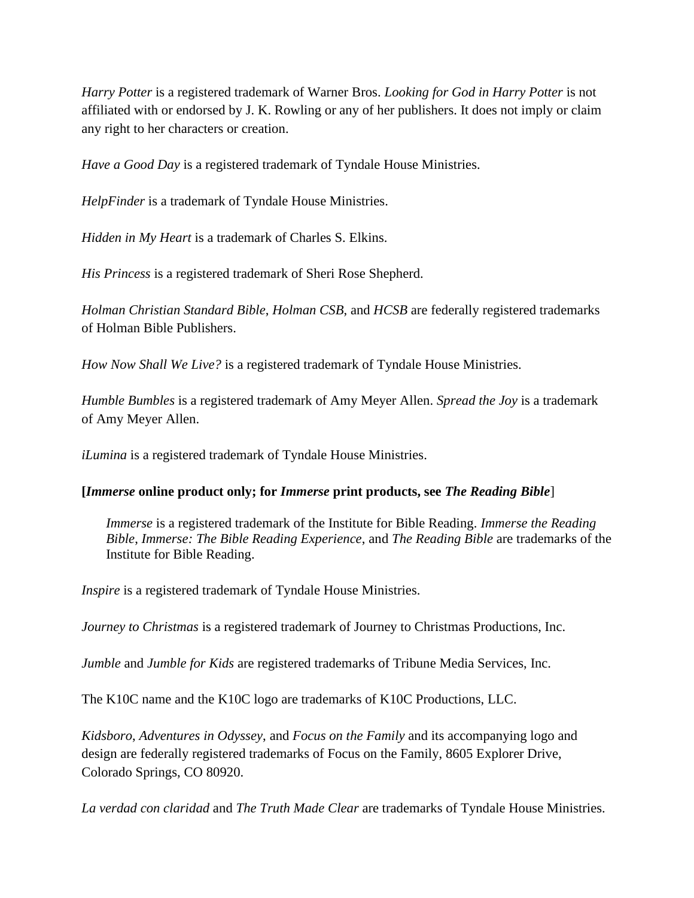*Harry Potter* is a registered trademark of Warner Bros. *Looking for God in Harry Potter* is not affiliated with or endorsed by J. K. Rowling or any of her publishers. It does not imply or claim any right to her characters or creation.

*Have a Good Day* is a registered trademark of Tyndale House Ministries.

*HelpFinder* is a trademark of Tyndale House Ministries.

*Hidden in My Heart* is a trademark of Charles S. Elkins.

*His Princess* is a registered trademark of Sheri Rose Shepherd.

*Holman Christian Standard Bible*, *Holman CSB*, and *HCSB* are federally registered trademarks of Holman Bible Publishers.

*How Now Shall We Live?* is a registered trademark of Tyndale House Ministries.

*Humble Bumbles* is a registered trademark of Amy Meyer Allen. *Spread the Joy* is a trademark of Amy Meyer Allen.

*iLumina* is a registered trademark of Tyndale House Ministries.

**[*Immerse* online product only; for *Immerse* print products, see *The Reading Bible*]**

> *Immerse* is a registered trademark of the Institute for Bible Reading. *Immerse the Reading Bible*, *Immerse: The Bible Reading Experience*, and *The Reading Bible* are trademarks of the Institute for Bible Reading.

*Inspire* is a registered trademark of Tyndale House Ministries.

*Journey to Christmas* is a registered trademark of Journey to Christmas Productions, Inc.

*Jumble* and *Jumble for Kids* are registered trademarks of Tribune Media Services, Inc.

The K10C name and the K10C logo are trademarks of K10C Productions, LLC.

*Kidsboro*, *Adventures in Odyssey*, and *Focus on the Family* and its accompanying logo and design are federally registered trademarks of Focus on the Family, 8605 Explorer Drive, Colorado Springs, CO 80920.

*La verdad con claridad* and *The Truth Made Clear* are trademarks of Tyndale House Ministries.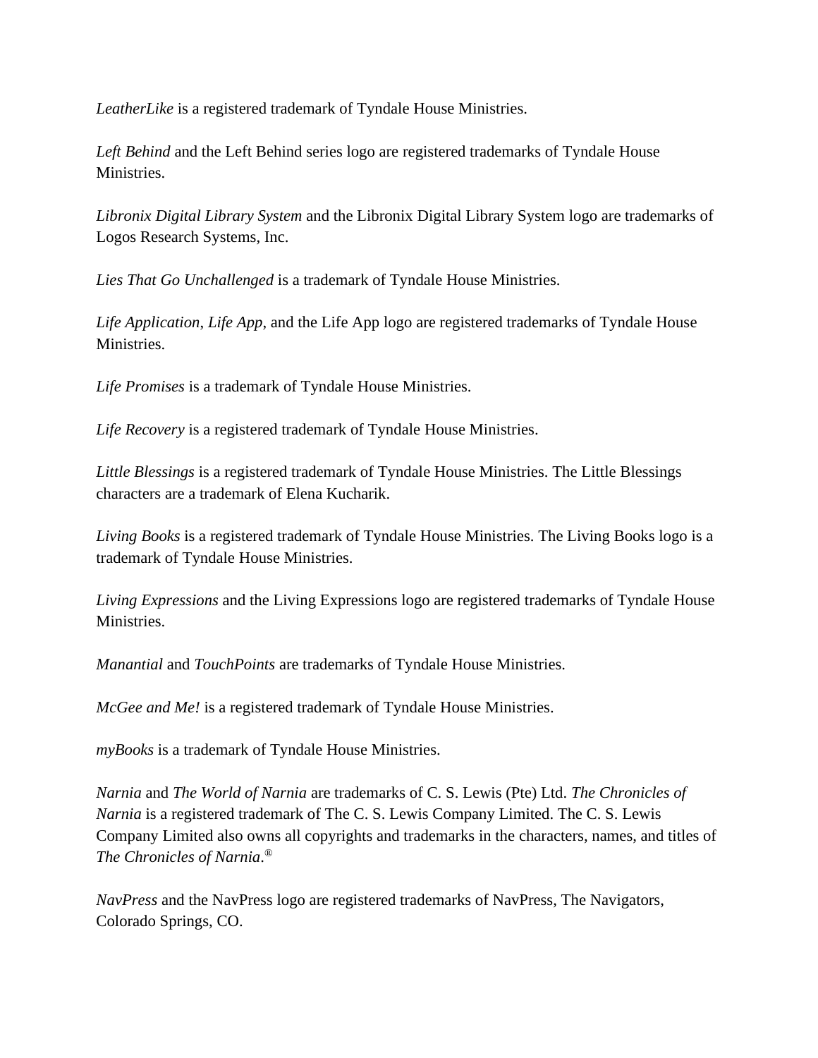*LeatherLike* is a registered trademark of Tyndale House Ministries.

*Left Behind* and the Left Behind series logo are registered trademarks of Tyndale House Ministries.

*Libronix Digital Library System* and the Libronix Digital Library System logo are trademarks of Logos Research Systems, Inc.

*Lies That Go Unchallenged* is a trademark of Tyndale House Ministries.

*Life Application*, *Life App*, and the Life App logo are registered trademarks of Tyndale House Ministries.

*Life Promises* is a trademark of Tyndale House Ministries.

*Life Recovery* is a registered trademark of Tyndale House Ministries.

*Little Blessings* is a registered trademark of Tyndale House Ministries. The Little Blessings characters are a trademark of Elena Kucharik.

*Living Books* is a registered trademark of Tyndale House Ministries. The Living Books logo is a trademark of Tyndale House Ministries.

*Living Expressions* and the Living Expressions logo are registered trademarks of Tyndale House Ministries.

*Manantial* and *TouchPoints* are trademarks of Tyndale House Ministries.

*McGee and Me!* is a registered trademark of Tyndale House Ministries.

*myBooks* is a trademark of Tyndale House Ministries.

*Narnia* and *The World of Narnia* are trademarks of C. S. Lewis (Pte) Ltd. *The Chronicles of Narnia* is a registered trademark of The C. S. Lewis Company Limited. The C. S. Lewis Company Limited also owns all copyrights and trademarks in the characters, names, and titles of *The Chronicles of Narnia*.®

*NavPress* and the NavPress logo are registered trademarks of NavPress, The Navigators, Colorado Springs, CO.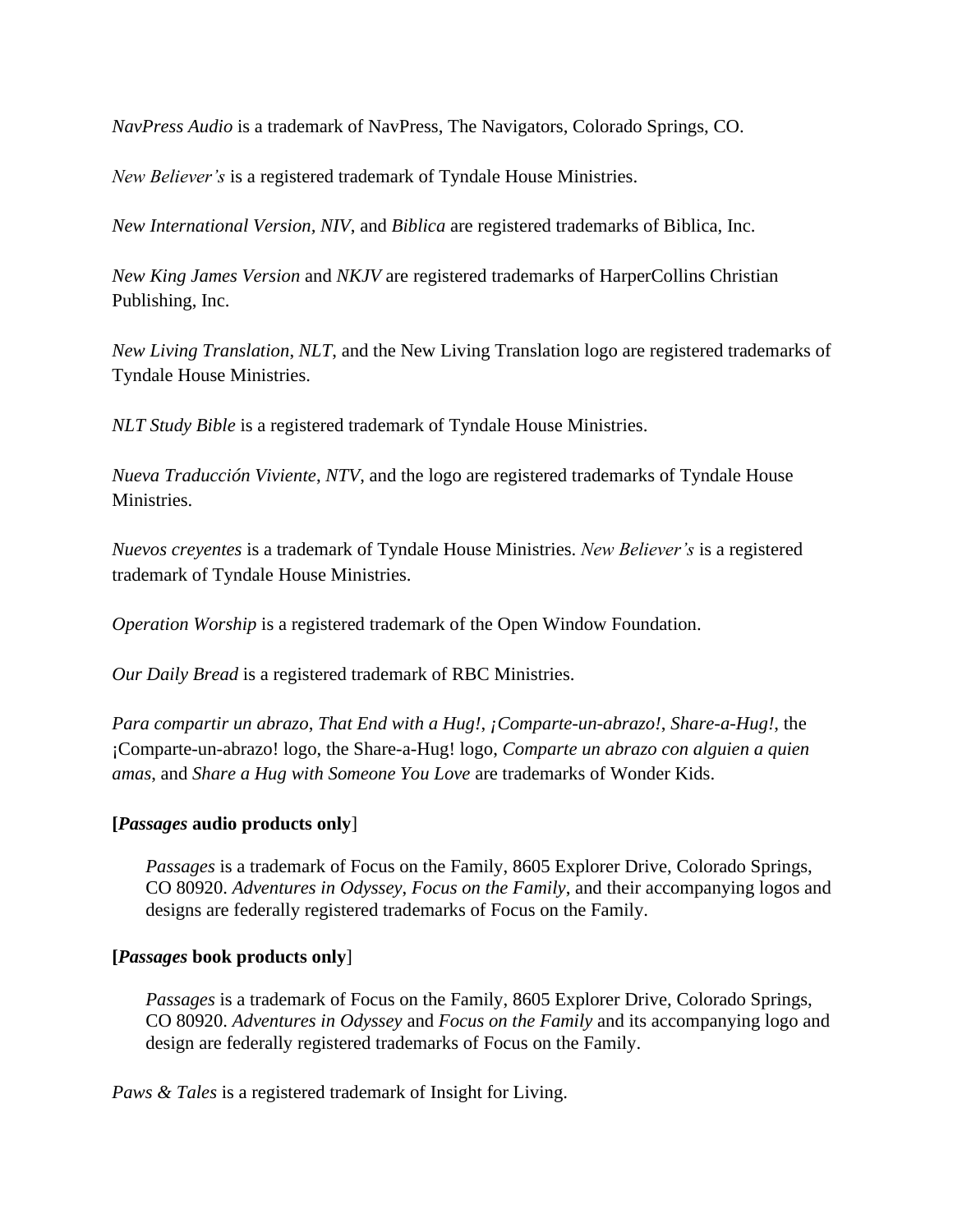*NavPress Audio* is a trademark of NavPress, The Navigators, Colorado Springs, CO.

*New Believer's* is a registered trademark of Tyndale House Ministries.

*New International Version, NIV*, and *Biblica* are registered trademarks of Biblica, Inc.

*New King James Version* and *NKJV* are registered trademarks of HarperCollins Christian Publishing, Inc.

*New Living Translation*, *NLT*, and the New Living Translation logo are registered trademarks of Tyndale House Ministries.

*NLT Study Bible* is a registered trademark of Tyndale House Ministries.

*Nueva Traducción Viviente*, *NTV*, and the logo are registered trademarks of Tyndale House Ministries.

*Nuevos creyentes* is a trademark of Tyndale House Ministries. *New Believer's* is a registered trademark of Tyndale House Ministries.

*Operation Worship* is a registered trademark of the Open Window Foundation.

*Our Daily Bread* is a registered trademark of RBC Ministries.

*Para compartir un abrazo*, *That End with a Hug!*, *¡Comparte-un-abrazo!*, *Share-a-Hug!*, the ¡Comparte-un-abrazo! logo, the Share-a-Hug! logo, *Comparte un abrazo con alguien a quien amas*, and *Share a Hug with Someone You Love* are trademarks of Wonder Kids.

**[*Passages* audio products only**]

> *Passages* is a trademark of Focus on the Family, 8605 Explorer Drive, Colorado Springs, CO 80920. *Adventures in Odyssey*, *Focus on the Family*, and their accompanying logos and designs are federally registered trademarks of Focus on the Family.

**[*Passages* book products only**]

> *Passages* is a trademark of Focus on the Family, 8605 Explorer Drive, Colorado Springs, CO 80920. *Adventures in Odyssey* and *Focus on the Family* and its accompanying logo and design are federally registered trademarks of Focus on the Family.

*Paws & Tales* is a registered trademark of Insight for Living.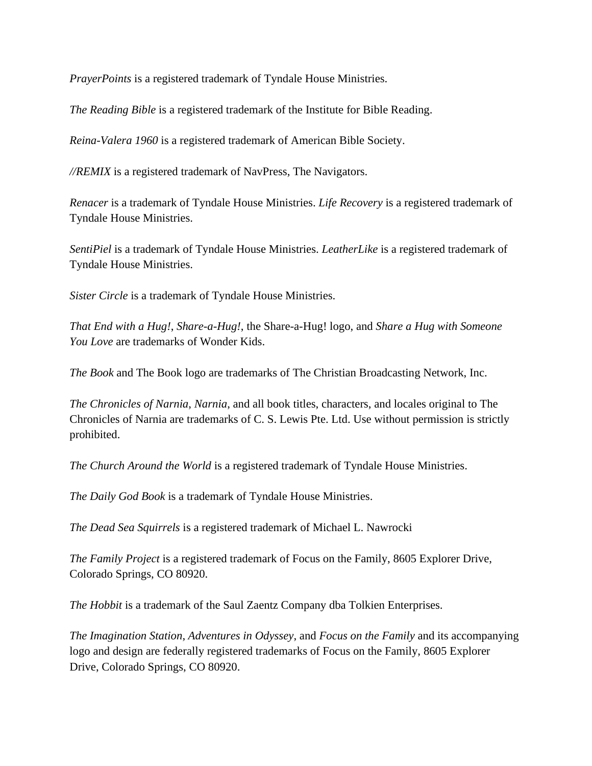*PrayerPoints* is a registered trademark of Tyndale House Ministries.

*The Reading Bible* is a registered trademark of the Institute for Bible Reading.

*Reina-Valera 1960* is a registered trademark of American Bible Society.

*//REMIX* is a registered trademark of NavPress, The Navigators.

*Renacer* is a trademark of Tyndale House Ministries. *Life Recovery* is a registered trademark of Tyndale House Ministries.

*SentiPiel* is a trademark of Tyndale House Ministries. *LeatherLike* is a registered trademark of Tyndale House Ministries.

*Sister Circle* is a trademark of Tyndale House Ministries.

*That End with a Hug!*, *Share-a-Hug!*, the Share-a-Hug! logo, and *Share a Hug with Someone You Love* are trademarks of Wonder Kids.

*The Book* and The Book logo are trademarks of The Christian Broadcasting Network, Inc.

*The Chronicles of Narnia*, *Narnia*, and all book titles, characters, and locales original to The Chronicles of Narnia are trademarks of C. S. Lewis Pte. Ltd. Use without permission is strictly prohibited.

*The Church Around the World* is a registered trademark of Tyndale House Ministries.

*The Daily God Book* is a trademark of Tyndale House Ministries.

*The Dead Sea Squirrels* is a registered trademark of Michael L. Nawrocki

*The Family Project* is a registered trademark of Focus on the Family, 8605 Explorer Drive, Colorado Springs, CO 80920.

*The Hobbit* is a trademark of the Saul Zaentz Company dba Tolkien Enterprises.

*The Imagination Station*, *Adventures in Odyssey*, and *Focus on the Family* and its accompanying logo and design are federally registered trademarks of Focus on the Family, 8605 Explorer Drive, Colorado Springs, CO 80920.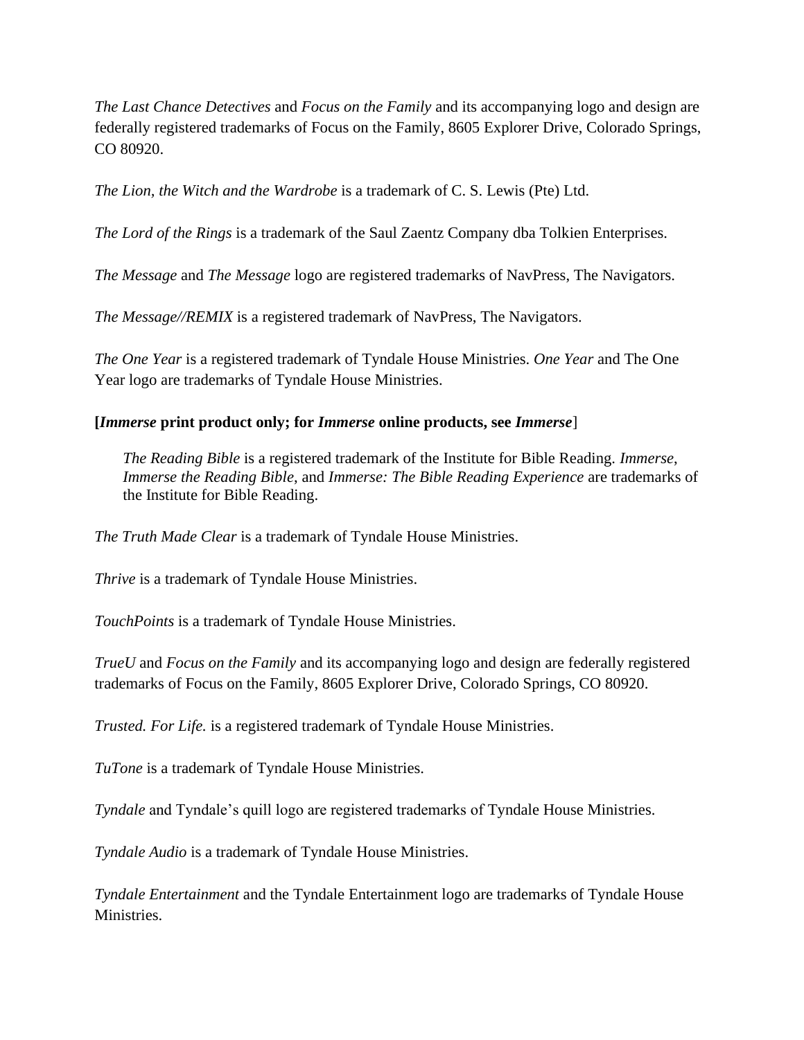*The Last Chance Detectives* and *Focus on the Family* and its accompanying logo and design are federally registered trademarks of Focus on the Family, 8605 Explorer Drive, Colorado Springs, CO 80920.

*The Lion, the Witch and the Wardrobe* is a trademark of C. S. Lewis (Pte) Ltd.

*The Lord of the Rings* is a trademark of the Saul Zaentz Company dba Tolkien Enterprises.

*The Message* and *The Message* logo are registered trademarks of NavPress, The Navigators.

*The Message//REMIX* is a registered trademark of NavPress, The Navigators.

*The One Year* is a registered trademark of Tyndale House Ministries. *One Year* and The One Year logo are trademarks of Tyndale House Ministries.

**[*Immerse* print product only; for *Immerse* online products, see *Immerse*]**

> *The Reading Bible* is a registered trademark of the Institute for Bible Reading. *Immerse*, *Immerse the Reading Bible*, and *Immerse: The Bible Reading Experience* are trademarks of the Institute for Bible Reading.

*The Truth Made Clear* is a trademark of Tyndale House Ministries.

*Thrive* is a trademark of Tyndale House Ministries.

*TouchPoints* is a trademark of Tyndale House Ministries.

*TrueU* and *Focus on the Family* and its accompanying logo and design are federally registered trademarks of Focus on the Family, 8605 Explorer Drive, Colorado Springs, CO 80920.

*Trusted. For Life.* is a registered trademark of Tyndale House Ministries.

*TuTone* is a trademark of Tyndale House Ministries.

*Tyndale* and Tyndale's quill logo are registered trademarks of Tyndale House Ministries.

*Tyndale Audio* is a trademark of Tyndale House Ministries.

*Tyndale Entertainment* and the Tyndale Entertainment logo are trademarks of Tyndale House Ministries.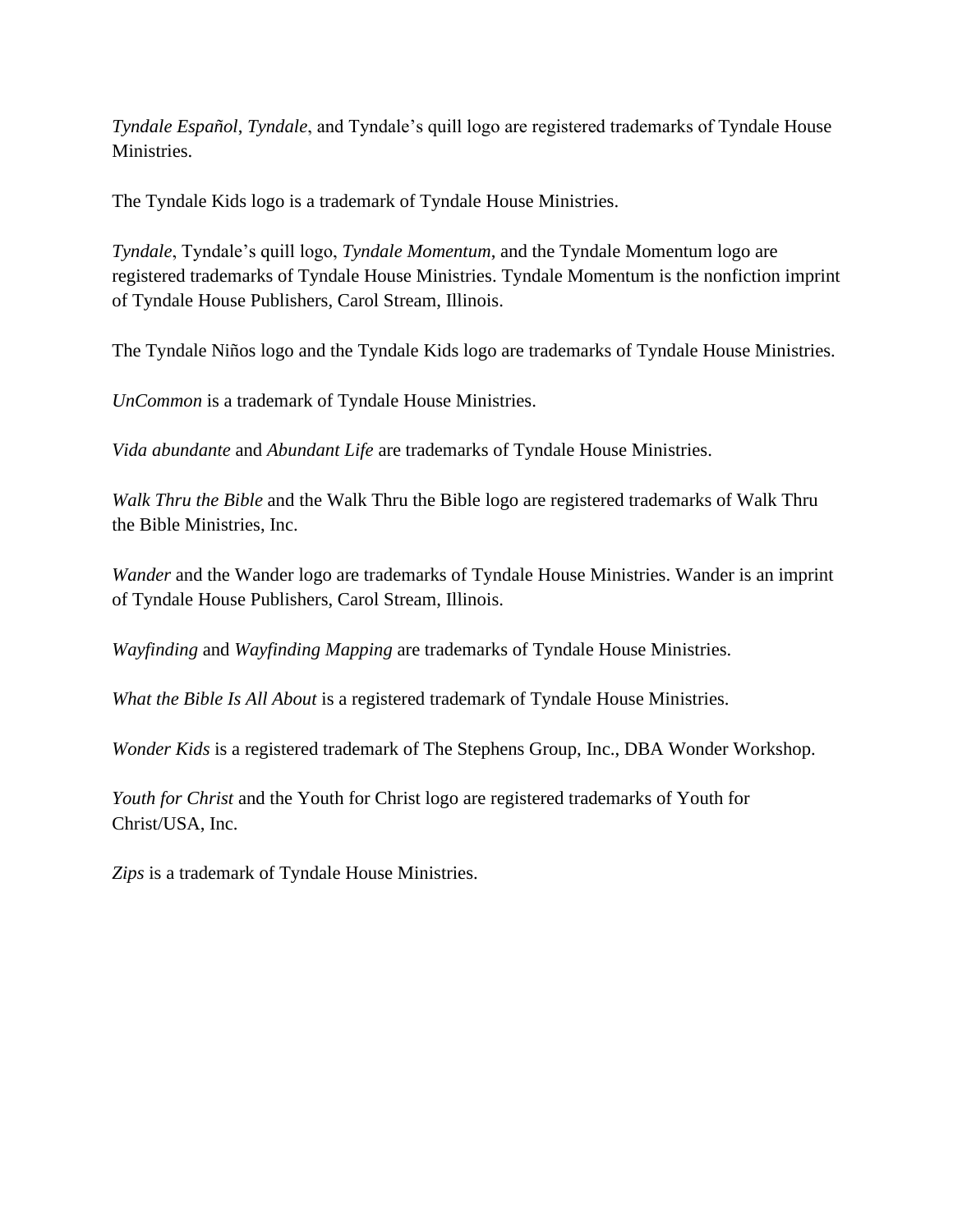*Tyndale Español*, *Tyndale*, and Tyndale's quill logo are registered trademarks of Tyndale House Ministries.

The Tyndale Kids logo is a trademark of Tyndale House Ministries.

*Tyndale*, Tyndale's quill logo, *Tyndale Momentum*, and the Tyndale Momentum logo are registered trademarks of Tyndale House Ministries. Tyndale Momentum is the nonfiction imprint of Tyndale House Publishers, Carol Stream, Illinois.

The Tyndale Niños logo and the Tyndale Kids logo are trademarks of Tyndale House Ministries.

*UnCommon* is a trademark of Tyndale House Ministries.

*Vida abundante* and *Abundant Life* are trademarks of Tyndale House Ministries.

*Walk Thru the Bible* and the Walk Thru the Bible logo are registered trademarks of Walk Thru the Bible Ministries, Inc.

*Wander* and the Wander logo are trademarks of Tyndale House Ministries. Wander is an imprint of Tyndale House Publishers, Carol Stream, Illinois.

*Wayfinding* and *Wayfinding Mapping* are trademarks of Tyndale House Ministries.

*What the Bible Is All About* is a registered trademark of Tyndale House Ministries.

*Wonder Kids* is a registered trademark of The Stephens Group, Inc., DBA Wonder Workshop.

*Youth for Christ* and the Youth for Christ logo are registered trademarks of Youth for Christ/USA, Inc.

*Zips* is a trademark of Tyndale House Ministries.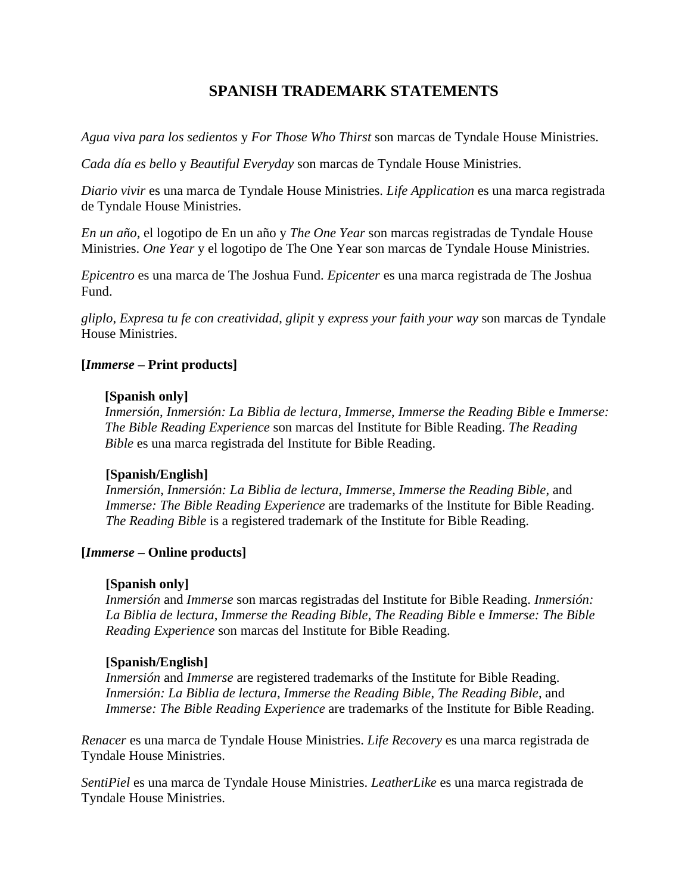# SPANISH TRADEMARK STATEMENTS

*Agua viva para los sedientos* y *For Those Who Thirst* son marcas de Tyndale House Ministries.

*Cada día es bello* y *Beautiful Everyday* son marcas de Tyndale House Ministries.

*Diario vivir* es una marca de Tyndale House Ministries. *Life Application* es una marca registrada de Tyndale House Ministries.

*En un año*, el logotipo de En un año y *The One Year* son marcas registradas de Tyndale House Ministries. *One Year* y el logotipo de The One Year son marcas de Tyndale House Ministries.

*Epicentro* es una marca de The Joshua Fund. *Epicenter* es una marca registrada de The Joshua Fund.

*gliplo*, *Expresa tu fe con creatividad*, *glipit* y *express your faith your way* son marcas de Tyndale House Ministries.

**[*Immerse* – Print products]**

**[Spanish only]**
*Inmersión*, *Inmersión: La Biblia de lectura*, *Immerse*, *Immerse the Reading Bible* e *Immerse: The Bible Reading Experience* son marcas del Institute for Bible Reading. *The Reading Bible* es una marca registrada del Institute for Bible Reading.

**[Spanish/English]**
*Inmersión*, *Inmersión: La Biblia de lectura*, *Immerse*, *Immerse the Reading Bible*, and *Immerse: The Bible Reading Experience* are trademarks of the Institute for Bible Reading. *The Reading Bible* is a registered trademark of the Institute for Bible Reading.

**[*Immerse* – Online products]**

**[Spanish only]**
*Inmersión* and *Immerse* son marcas registradas del Institute for Bible Reading. *Inmersión: La Biblia de lectura*, *Immerse the Reading Bible*, *The Reading Bible* e *Immerse: The Bible Reading Experience* son marcas del Institute for Bible Reading.

**[Spanish/English]**
*Inmersión* and *Immerse* are registered trademarks of the Institute for Bible Reading. *Inmersión: La Biblia de lectura*, *Immerse the Reading Bible*, *The Reading Bible*, and *Immerse: The Bible Reading Experience* are trademarks of the Institute for Bible Reading.

*Renacer* es una marca de Tyndale House Ministries. *Life Recovery* es una marca registrada de Tyndale House Ministries.

*SentiPiel* es una marca de Tyndale House Ministries. *LeatherLike* es una marca registrada de Tyndale House Ministries.